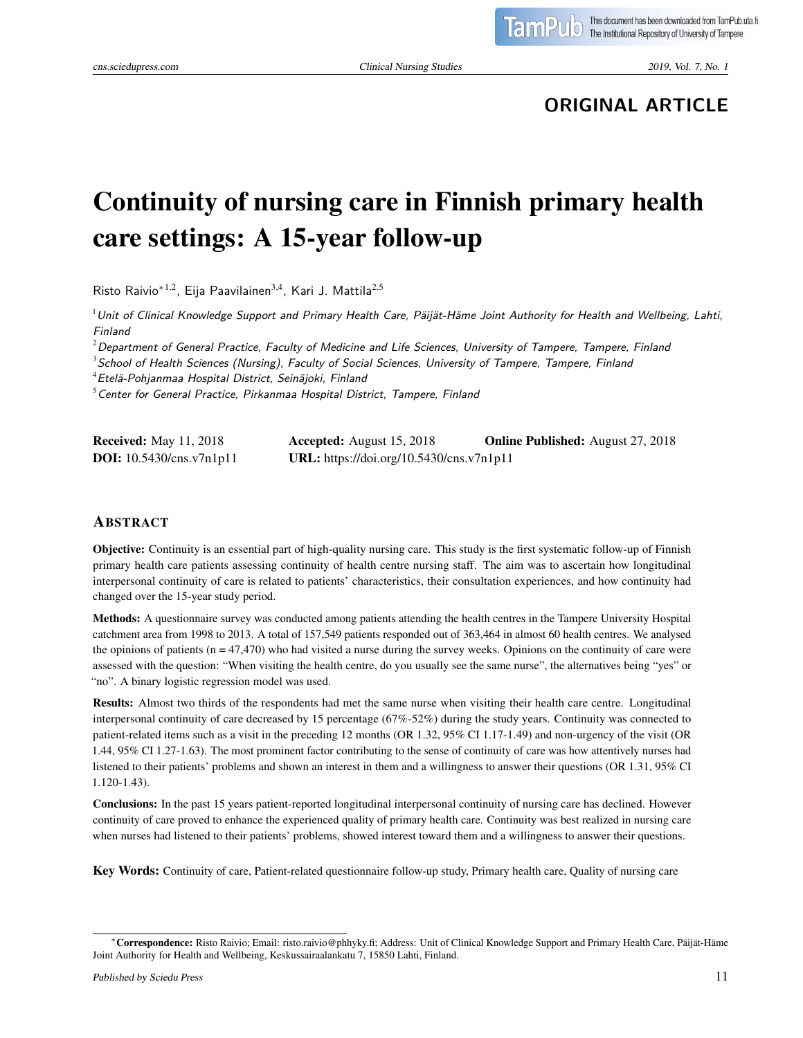ORIGINAL ARTICLE

# Continuity of nursing care in Finnish primary health care settings: A 15-year follow-up

Risto Raivio*[1,2], Eija Paavilainen[3,4], Kari J. Mattila[2,5]

[1]*Unit of Clinical Knowledge Support and Primary Health Care, Päijät-Häme Joint Authority for Health and Wellbeing, Lahti, Finland*
[2]*Department of General Practice, Faculty of Medicine and Life Sciences, University of Tampere, Tampere, Finland*
[3]*School of Health Sciences (Nursing), Faculty of Social Sciences, University of Tampere, Tampere, Finland*
[4]*Etelä-Pohjanmaa Hospital District, Seinäjoki, Finland*
[5]*Center for General Practice, Pirkanmaa Hospital District, Tampere, Finland*

**Received:** May 11, 2018 **Accepted:** August 15, 2018 **Online Published:** August 27, 2018
**DOI:** 10.5430/cns.v7n1p11 **URL:** https://doi.org/10.5430/cns.v7n1p11

## ABSTRACT

**Objective:** Continuity is an essential part of high-quality nursing care. This study is the first systematic follow-up of Finnish primary health care patients assessing continuity of health centre nursing staff. The aim was to ascertain how longitudinal interpersonal continuity of care is related to patients' characteristics, their consultation experiences, and how continuity had changed over the 15-year study period.

**Methods:** A questionnaire survey was conducted among patients attending the health centres in the Tampere University Hospital catchment area from 1998 to 2013. A total of 157,549 patients responded out of 363,464 in almost 60 health centres. We analysed the opinions of patients (n = 47,470) who had visited a nurse during the survey weeks. Opinions on the continuity of care were assessed with the question: "When visiting the health centre, do you usually see the same nurse", the alternatives being "yes" or "no". A binary logistic regression model was used.

**Results:** Almost two thirds of the respondents had met the same nurse when visiting their health care centre. Longitudinal interpersonal continuity of care decreased by 15 percentage (67%-52%) during the study years. Continuity was connected to patient-related items such as a visit in the preceding 12 months (OR 1.32, 95% CI 1.17-1.49) and non-urgency of the visit (OR 1.44, 95% CI 1.27-1.63). The most prominent factor contributing to the sense of continuity of care was how attentively nurses had listened to their patients' problems and shown an interest in them and a willingness to answer their questions (OR 1.31, 95% CI 1.120-1.43).

**Conclusions:** In the past 15 years patient-reported longitudinal interpersonal continuity of nursing care has declined. However continuity of care proved to enhance the experienced quality of primary health care. Continuity was best realized in nursing care when nurses had listened to their patients' problems, showed interest toward them and a willingness to answer their questions.

**Key Words:** Continuity of care, Patient-related questionnaire follow-up study, Primary health care, Quality of nursing care

*Correspondence: Risto Raivio; Email: risto.raivio@phhyky.fi; Address: Unit of Clinical Knowledge Support and Primary Health Care, Päijät-Häme Joint Authority for Health and Wellbeing, Keskussairaalankatu 7, 15850 Lahti, Finland.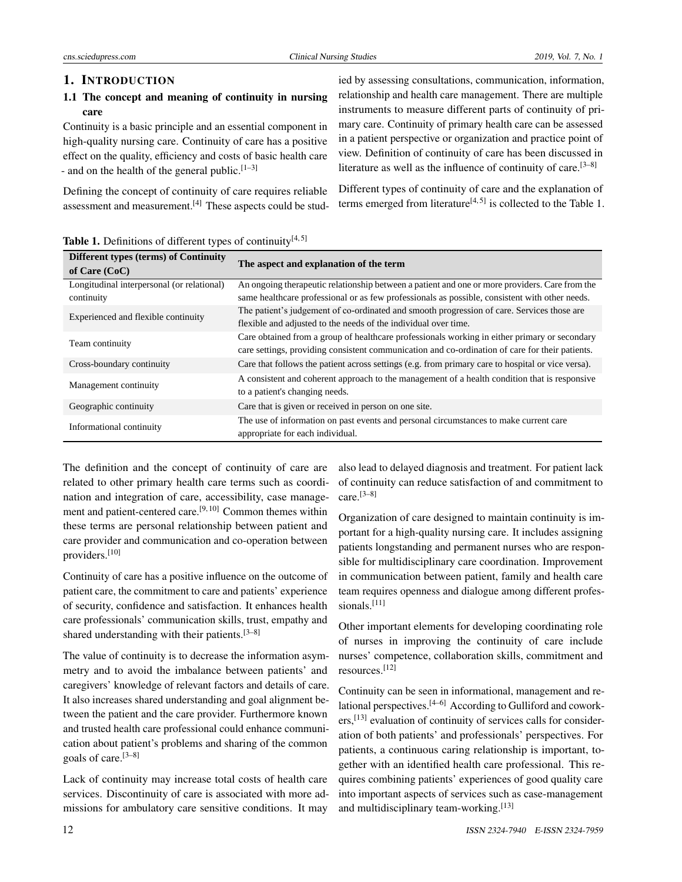## 1. INTRODUCTION

### 1.1 The concept and meaning of continuity in nursing care

Continuity is a basic principle and an essential component in high-quality nursing care. Continuity of care has a positive effect on the quality, efficiency and costs of basic health care - and on the health of the general public.[1–3]

Defining the concept of continuity of care requires reliable assessment and measurement.[4] These aspects could be studied by assessing consultations, communication, information, relationship and health care management. There are multiple instruments to measure different parts of continuity of primary care. Continuity of primary health care can be assessed in a patient perspective or organization and practice point of view. Definition of continuity of care has been discussed in literature as well as the influence of continuity of care.[3–8]

Different types of continuity of care and the explanation of terms emerged from literature[4, 5] is collected to the Table 1.

**Table 1.** Definitions of different types of continuity[4, 5]

| Different types (terms) of Continuity of Care (CoC) | The aspect and explanation of the term |
|---|---|
| Longitudinal interpersonal (or relational) continuity | An ongoing therapeutic relationship between a patient and one or more providers. Care from the same healthcare professional or as few professionals as possible, consistent with other needs. |
| Experienced and flexible continuity | The patient's judgement of co-ordinated and smooth progression of care. Services those are flexible and adjusted to the needs of the individual over time. |
| Team continuity | Care obtained from a group of healthcare professionals working in either primary or secondary care settings, providing consistent communication and co-ordination of care for their patients. |
| Cross-boundary continuity | Care that follows the patient across settings (e.g. from primary care to hospital or vice versa). |
| Management continuity | A consistent and coherent approach to the management of a health condition that is responsive to a patient's changing needs. |
| Geographic continuity | Care that is given or received in person on one site. |
| Informational continuity | The use of information on past events and personal circumstances to make current care appropriate for each individual. |

The definition and the concept of continuity of care are related to other primary health care terms such as coordination and integration of care, accessibility, case management and patient-centered care.[9, 10] Common themes within these terms are personal relationship between patient and care provider and communication and co-operation between providers.[10]

Continuity of care has a positive influence on the outcome of patient care, the commitment to care and patients' experience of security, confidence and satisfaction. It enhances health care professionals' communication skills, trust, empathy and shared understanding with their patients.[3–8]

The value of continuity is to decrease the information asymmetry and to avoid the imbalance between patients' and caregivers' knowledge of relevant factors and details of care. It also increases shared understanding and goal alignment between the patient and the care provider. Furthermore known and trusted health care professional could enhance communication about patient's problems and sharing of the common goals of care.[3–8]

Lack of continuity may increase total costs of health care services. Discontinuity of care is associated with more admissions for ambulatory care sensitive conditions. It may also lead to delayed diagnosis and treatment. For patient lack of continuity can reduce satisfaction of and commitment to care.[3–8]

Organization of care designed to maintain continuity is important for a high-quality nursing care. It includes assigning patients longstanding and permanent nurses who are responsible for multidisciplinary care coordination. Improvement in communication between patient, family and health care team requires openness and dialogue among different professionals.[11]

Other important elements for developing coordinating role of nurses in improving the continuity of care include nurses' competence, collaboration skills, commitment and resources.[12]

Continuity can be seen in informational, management and relational perspectives.[4–6] According to Gulliford and coworkers,[13] evaluation of continuity of services calls for consideration of both patients' and professionals' perspectives. For patients, a continuous caring relationship is important, together with an identified health care professional. This requires combining patients' experiences of good quality care into important aspects of services such as case-management and multidisciplinary team-working.[13]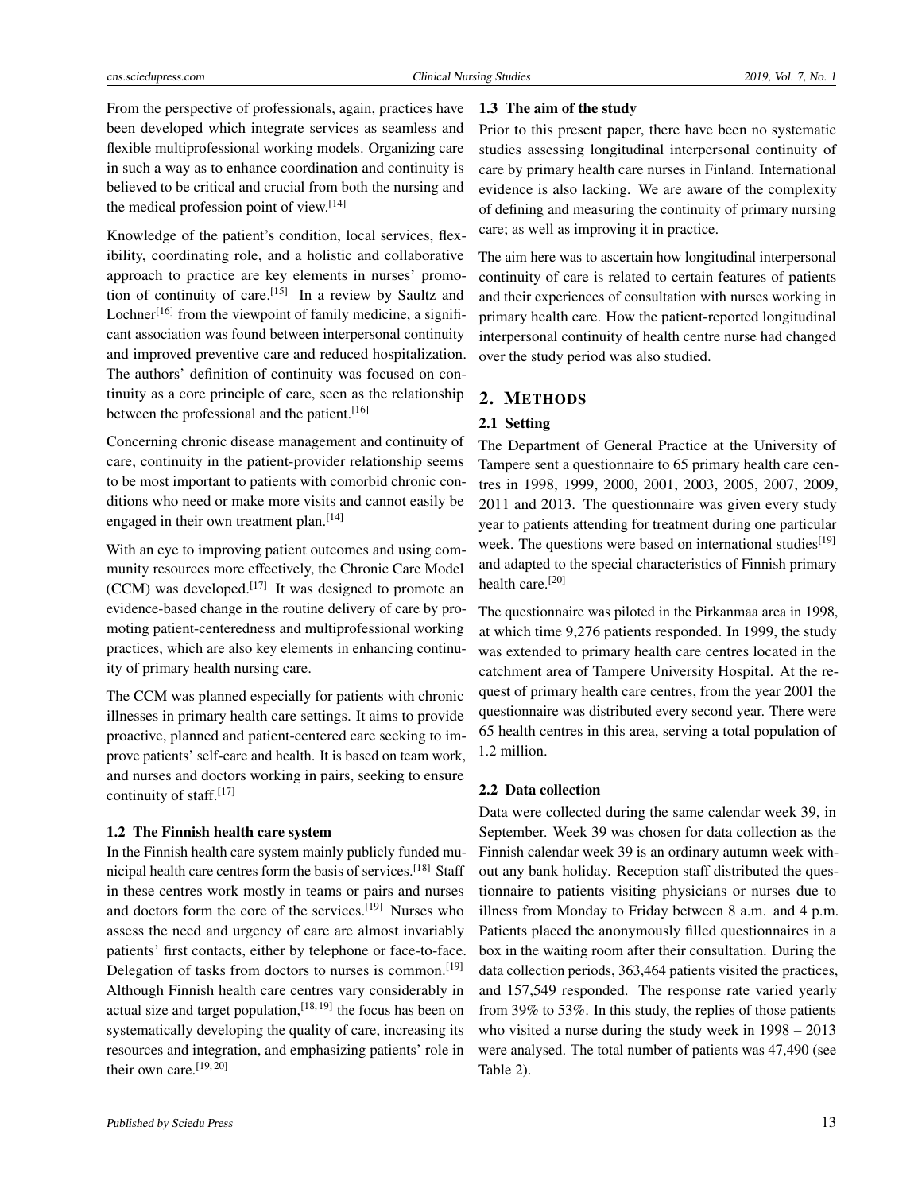From the perspective of professionals, again, practices have been developed which integrate services as seamless and flexible multiprofessional working models. Organizing care in such a way as to enhance coordination and continuity is believed to be critical and crucial from both the nursing and the medical profession point of view.[14]

Knowledge of the patient's condition, local services, flexibility, coordinating role, and a holistic and collaborative approach to practice are key elements in nurses' promotion of continuity of care.[15] In a review by Saultz and Lochner[16] from the viewpoint of family medicine, a significant association was found between interpersonal continuity and improved preventive care and reduced hospitalization. The authors' definition of continuity was focused on continuity as a core principle of care, seen as the relationship between the professional and the patient.[16]

Concerning chronic disease management and continuity of care, continuity in the patient-provider relationship seems to be most important to patients with comorbid chronic conditions who need or make more visits and cannot easily be engaged in their own treatment plan.[14]

With an eye to improving patient outcomes and using community resources more effectively, the Chronic Care Model (CCM) was developed.[17] It was designed to promote an evidence-based change in the routine delivery of care by promoting patient-centeredness and multiprofessional working practices, which are also key elements in enhancing continuity of primary health nursing care.

The CCM was planned especially for patients with chronic illnesses in primary health care settings. It aims to provide proactive, planned and patient-centered care seeking to improve patients' self-care and health. It is based on team work, and nurses and doctors working in pairs, seeking to ensure continuity of staff.[17]

### 1.2 The Finnish health care system

In the Finnish health care system mainly publicly funded municipal health care centres form the basis of services.[18] Staff in these centres work mostly in teams or pairs and nurses and doctors form the core of the services.[19] Nurses who assess the need and urgency of care are almost invariably patients' first contacts, either by telephone or face-to-face. Delegation of tasks from doctors to nurses is common.[19] Although Finnish health care centres vary considerably in actual size and target population,[18,19] the focus has been on systematically developing the quality of care, increasing its resources and integration, and emphasizing patients' role in their own care.[19,20]

### 1.3 The aim of the study

Prior to this present paper, there have been no systematic studies assessing longitudinal interpersonal continuity of care by primary health care nurses in Finland. International evidence is also lacking. We are aware of the complexity of defining and measuring the continuity of primary nursing care; as well as improving it in practice.

The aim here was to ascertain how longitudinal interpersonal continuity of care is related to certain features of patients and their experiences of consultation with nurses working in primary health care. How the patient-reported longitudinal interpersonal continuity of health centre nurse had changed over the study period was also studied.

## 2. Methods

### 2.1 Setting

The Department of General Practice at the University of Tampere sent a questionnaire to 65 primary health care centres in 1998, 1999, 2000, 2001, 2003, 2005, 2007, 2009, 2011 and 2013. The questionnaire was given every study year to patients attending for treatment during one particular week. The questions were based on international studies[19] and adapted to the special characteristics of Finnish primary health care.[20]

The questionnaire was piloted in the Pirkanmaa area in 1998, at which time 9,276 patients responded. In 1999, the study was extended to primary health care centres located in the catchment area of Tampere University Hospital. At the request of primary health care centres, from the year 2001 the questionnaire was distributed every second year. There were 65 health centres in this area, serving a total population of 1.2 million.

### 2.2 Data collection

Data were collected during the same calendar week 39, in September. Week 39 was chosen for data collection as the Finnish calendar week 39 is an ordinary autumn week without any bank holiday. Reception staff distributed the questionnaire to patients visiting physicians or nurses due to illness from Monday to Friday between 8 a.m. and 4 p.m. Patients placed the anonymously filled questionnaires in a box in the waiting room after their consultation. During the data collection periods, 363,464 patients visited the practices, and 157,549 responded. The response rate varied yearly from 39% to 53%. In this study, the replies of those patients who visited a nurse during the study week in 1998 – 2013 were analysed. The total number of patients was 47,490 (see Table 2).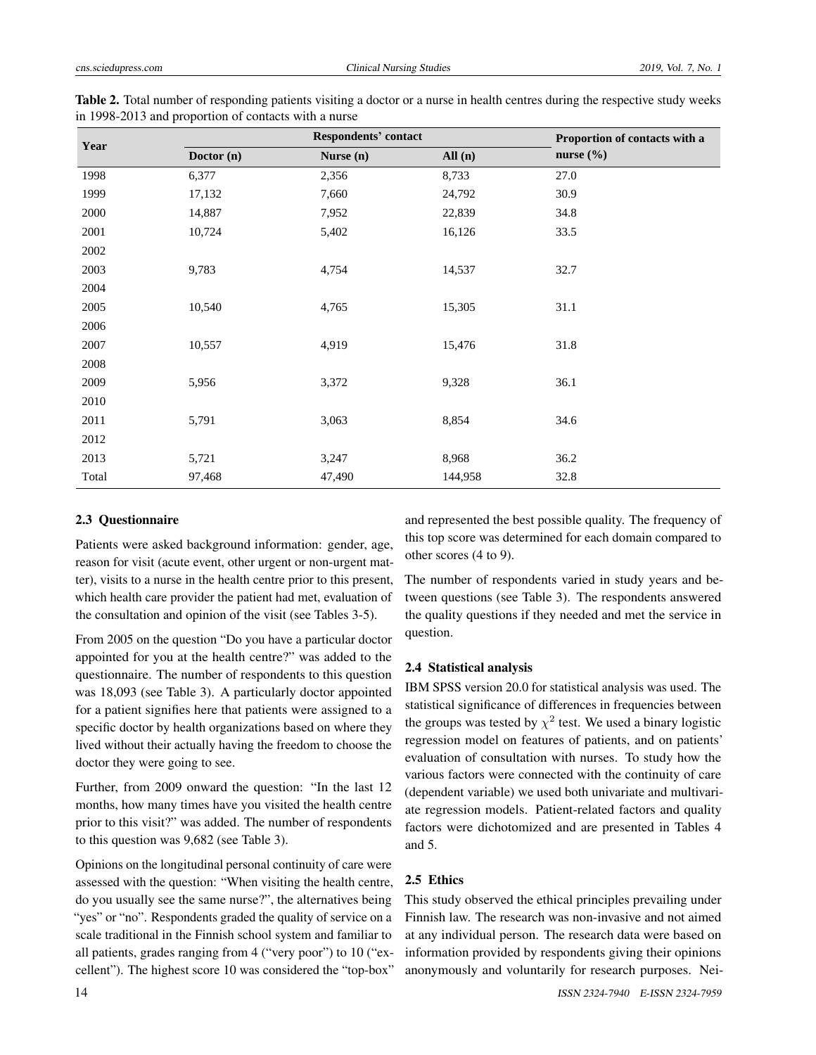**Table 2.** Total number of responding patients visiting a doctor or a nurse in health centres during the respective study weeks in 1998-2013 and proportion of contacts with a nurse

| Year | Respondents' contact | | | Proportion of contacts with a nurse (%) |
|---|---|---|---|---|
| | Doctor (n) | Nurse (n) | All (n) | |
| 1998 | 6,377 | 2,356 | 8,733 | 27.0 |
| 1999 | 17,132 | 7,660 | 24,792 | 30.9 |
| 2000 | 14,887 | 7,952 | 22,839 | 34.8 |
| 2001 | 10,724 | 5,402 | 16,126 | 33.5 |
| 2002 | | | | |
| 2003 | 9,783 | 4,754 | 14,537 | 32.7 |
| 2004 | | | | |
| 2005 | 10,540 | 4,765 | 15,305 | 31.1 |
| 2006 | | | | |
| 2007 | 10,557 | 4,919 | 15,476 | 31.8 |
| 2008 | | | | |
| 2009 | 5,956 | 3,372 | 9,328 | 36.1 |
| 2010 | | | | |
| 2011 | 5,791 | 3,063 | 8,854 | 34.6 |
| 2012 | | | | |
| 2013 | 5,721 | 3,247 | 8,968 | 36.2 |
| Total | 97,468 | 47,490 | 144,958 | 32.8 |

### 2.3 Questionnaire

Patients were asked background information: gender, age, reason for visit (acute event, other urgent or non-urgent matter), visits to a nurse in the health centre prior to this present, which health care provider the patient had met, evaluation of the consultation and opinion of the visit (see Tables 3-5).

From 2005 on the question "Do you have a particular doctor appointed for you at the health centre?" was added to the questionnaire. The number of respondents to this question was 18,093 (see Table 3). A particularly doctor appointed for a patient signifies here that patients were assigned to a specific doctor by health organizations based on where they lived without their actually having the freedom to choose the doctor they were going to see.

Further, from 2009 onward the question: "In the last 12 months, how many times have you visited the health centre prior to this visit?" was added. The number of respondents to this question was 9,682 (see Table 3).

Opinions on the longitudinal personal continuity of care were assessed with the question: "When visiting the health centre, do you usually see the same nurse?", the alternatives being "yes" or "no". Respondents graded the quality of service on a scale traditional in the Finnish school system and familiar to all patients, grades ranging from 4 ("very poor") to 10 ("excellent"). The highest score 10 was considered the "top-box" and represented the best possible quality. The frequency of this top score was determined for each domain compared to other scores (4 to 9).

The number of respondents varied in study years and between questions (see Table 3). The respondents answered the quality questions if they needed and met the service in question.

### 2.4 Statistical analysis

IBM SPSS version 20.0 for statistical analysis was used. The statistical significance of differences in frequencies between the groups was tested by $\chi^2$ test. We used a binary logistic regression model on features of patients, and on patients' evaluation of consultation with nurses. To study how the various factors were connected with the continuity of care (dependent variable) we used both univariate and multivariate regression models. Patient-related factors and quality factors were dichotomized and are presented in Tables 4 and 5.

### 2.5 Ethics

This study observed the ethical principles prevailing under Finnish law. The research was non-invasive and not aimed at any individual person. The research data were based on information provided by respondents giving their opinions anonymously and voluntarily for research purposes. Nei-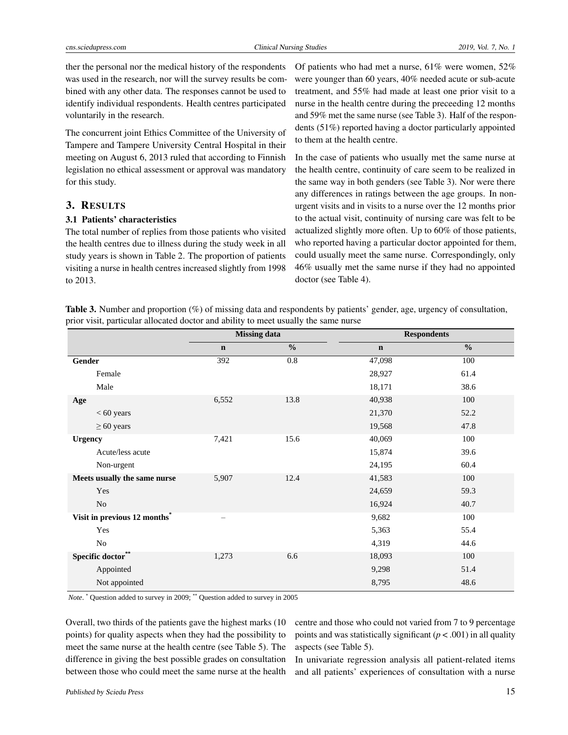ther the personal nor the medical history of the respondents was used in the research, nor will the survey results be combined with any other data. The responses cannot be used to identify individual respondents. Health centres participated voluntarily in the research.

The concurrent joint Ethics Committee of the University of Tampere and Tampere University Central Hospital in their meeting on August 6, 2013 ruled that according to Finnish legislation no ethical assessment or approval was mandatory for this study.

## 3. RESULTS

### 3.1 Patients' characteristics

The total number of replies from those patients who visited the health centres due to illness during the study week in all study years is shown in Table 2. The proportion of patients visiting a nurse in health centres increased slightly from 1998 to 2013.

Of patients who had met a nurse, 61% were women, 52% were younger than 60 years, 40% needed acute or sub-acute treatment, and 55% had made at least one prior visit to a nurse in the health centre during the preceeding 12 months and 59% met the same nurse (see Table 3). Half of the respondents (51%) reported having a doctor particularly appointed to them at the health centre.

In the case of patients who usually met the same nurse at the health centre, continuity of care seem to be realized in the same way in both genders (see Table 3). Nor were there any differences in ratings between the age groups. In non-urgent visits and in visits to a nurse over the 12 months prior to the actual visit, continuity of nursing care was felt to be actualized slightly more often. Up to 60% of those patients, who reported having a particular doctor appointed for them, could usually meet the same nurse. Correspondingly, only 46% usually met the same nurse if they had no appointed doctor (see Table 4).

**Table 3.** Number and proportion (%) of missing data and respondents by patients' gender, age, urgency of consultation, prior visit, particular allocated doctor and ability to meet usually the same nurse

| | Missing data | | Respondents | |
|---|---|---|---|---|
| | **n** | **%** | **n** | **%** |
| **Gender** | 392 | 0.8 | 47,098 | 100 |
| Female | | | 28,927 | 61.4 |
| Male | | | 18,171 | 38.6 |
| **Age** | 6,552 | 13.8 | 40,938 | 100 |
| < 60 years | | | 21,370 | 52.2 |
| ≥ 60 years | | | 19,568 | 47.8 |
| **Urgency** | 7,421 | 15.6 | 40,069 | 100 |
| Acute/less acute | | | 15,874 | 39.6 |
| Non-urgent | | | 24,195 | 60.4 |
| **Meets usually the same nurse** | 5,907 | 12.4 | 41,583 | 100 |
| Yes | | | 24,659 | 59.3 |
| No | | | 16,924 | 40.7 |
| **Visit in previous 12 months*** | – | | 9,682 | 100 |
| Yes | | | 5,363 | 55.4 |
| No | | | 4,319 | 44.6 |
| **Specific doctor**** | 1,273 | 6.6 | 18,093 | 100 |
| Appointed | | | 9,298 | 51.4 |
| Not appointed | | | 8,795 | 48.6 |

*Note*. * Question added to survey in 2009; ** Question added to survey in 2005

Overall, two thirds of the patients gave the highest marks (10 points) for quality aspects when they had the possibility to meet the same nurse at the health centre (see Table 5). The difference in giving the best possible grades on consultation between those who could meet the same nurse at the health centre and those who could not varied from 7 to 9 percentage points and was statistically significant ($p < .001$) in all quality aspects (see Table 5).

In univariate regression analysis all patient-related items and all patients' experiences of consultation with a nurse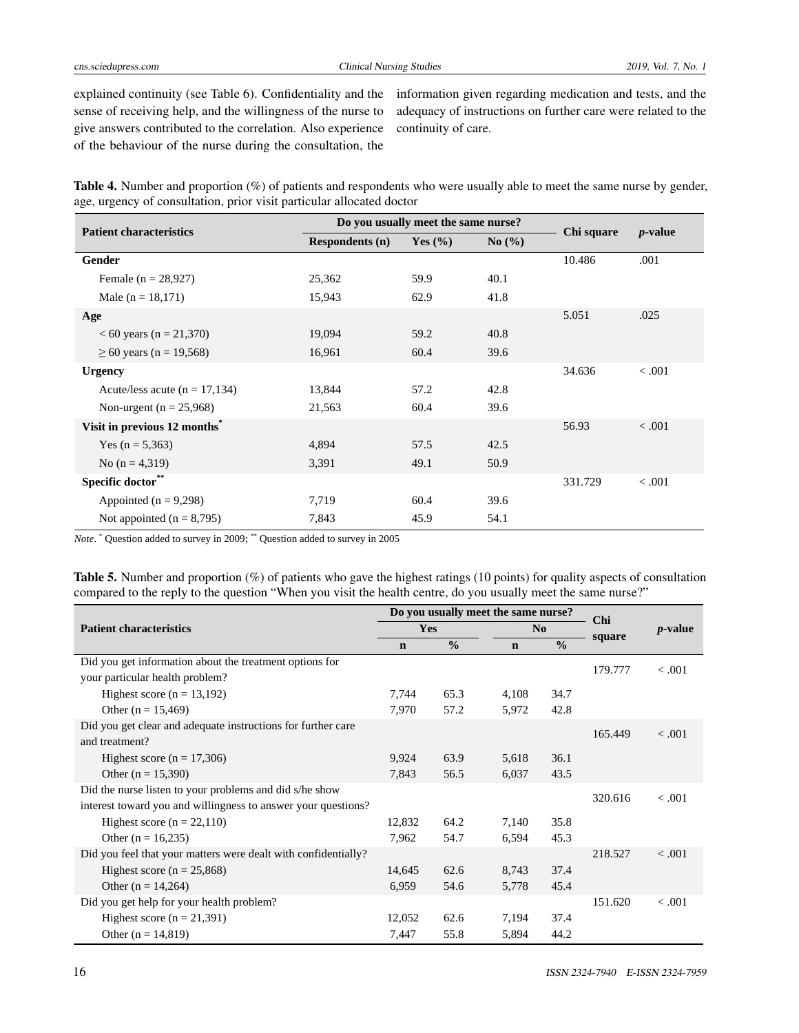explained continuity (see Table 6). Confidentiality and the sense of receiving help, and the willingness of the nurse to give answers contributed to the correlation. Also experience of the behaviour of the nurse during the consultation, the information given regarding medication and tests, and the adequacy of instructions on further care were related to the continuity of care.

**Table 4.** Number and proportion (%) of patients and respondents who were usually able to meet the same nurse by gender, age, urgency of consultation, prior visit particular allocated doctor

| Patient characteristics | Do you usually meet the same nurse? | | | Chi square | *p*-value |
|---|---|---|---|---|---|
| | Respondents (n) | Yes (%) | No (%) | | |
| **Gender** | | | | 10.486 | .001 |
| Female (n = 28,927) | 25,362 | 59.9 | 40.1 | | |
| Male (n = 18,171) | 15,943 | 62.9 | 41.8 | | |
| **Age** | | | | 5.051 | .025 |
| < 60 years (n = 21,370) | 19,094 | 59.2 | 40.8 | | |
| ≥ 60 years (n = 19,568) | 16,961 | 60.4 | 39.6 | | |
| **Urgency** | | | | 34.636 | < .001 |
| Acute/less acute (n = 17,134) | 13,844 | 57.2 | 42.8 | | |
| Non-urgent (n = 25,968) | 21,563 | 60.4 | 39.6 | | |
| **Visit in previous 12 months*** | | | | 56.93 | < .001 |
| Yes (n = 5,363) | 4,894 | 57.5 | 42.5 | | |
| No (n = 4,319) | 3,391 | 49.1 | 50.9 | | |
| **Specific doctor**** | | | | 331.729 | < .001 |
| Appointed (n = 9,298) | 7,719 | 60.4 | 39.6 | | |
| Not appointed (n = 8,795) | 7,843 | 45.9 | 54.1 | | |

*Note*. * Question added to survey in 2009; ** Question added to survey in 2005

**Table 5.** Number and proportion (%) of patients who gave the highest ratings (10 points) for quality aspects of consultation compared to the reply to the question "When you visit the health centre, do you usually meet the same nurse?"

| Patient characteristics | Do you usually meet the same nurse? | | | | Chi square | *p*-value |
|---|---|---|---|---|---|---|
| | Yes | | No | | | |
| | n | % | n | % | | |
| Did you get information about the treatment options for your particular health problem? | | | | | 179.777 | < .001 |
| Highest score (n = 13,192) | 7,744 | 65.3 | 4,108 | 34.7 | | |
| Other (n = 15,469) | 7,970 | 57.2 | 5,972 | 42.8 | | |
| Did you get clear and adequate instructions for further care and treatment? | | | | | 165.449 | < .001 |
| Highest score (n = 17,306) | 9,924 | 63.9 | 5,618 | 36.1 | | |
| Other (n = 15,390) | 7,843 | 56.5 | 6,037 | 43.5 | | |
| Did the nurse listen to your problems and did s/he show interest toward you and willingness to answer your questions? | | | | | 320.616 | < .001 |
| Highest score (n = 22,110) | 12,832 | 64.2 | 7,140 | 35.8 | | |
| Other (n = 16,235) | 7,962 | 54.7 | 6,594 | 45.3 | | |
| Did you feel that your matters were dealt with confidentially? | | | | | 218.527 | < .001 |
| Highest score (n = 25,868) | 14,645 | 62.6 | 8,743 | 37.4 | | |
| Other (n = 14,264) | 6,959 | 54.6 | 5,778 | 45.4 | | |
| Did you get help for your health problem? | | | | | 151.620 | < .001 |
| Highest score (n = 21,391) | 12,052 | 62.6 | 7,194 | 37.4 | | |
| Other (n = 14,819) | 7,447 | 55.8 | 5,894 | 44.2 | | |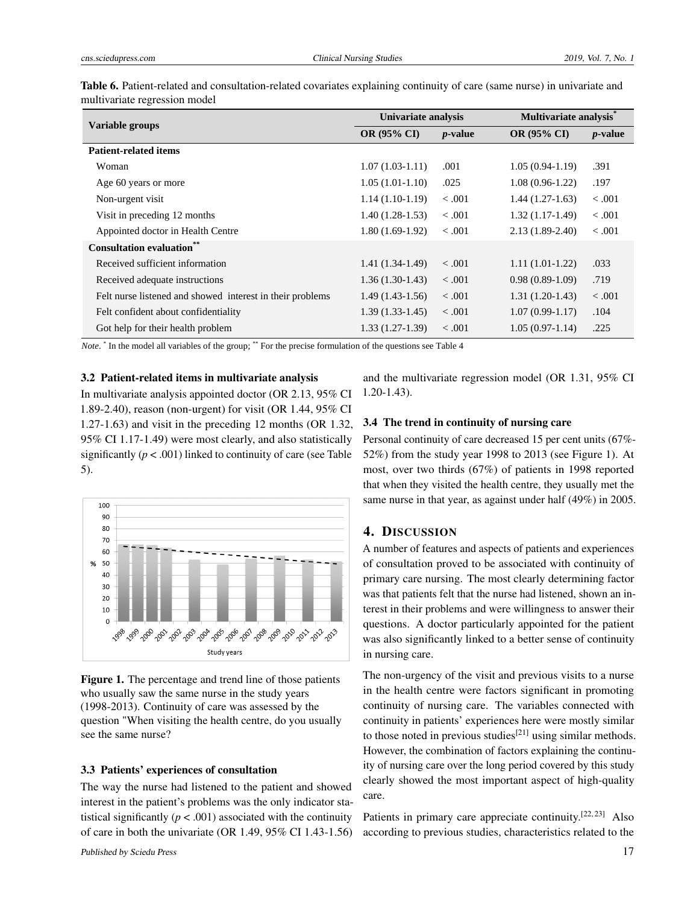**Table 6.** Patient-related and consultation-related covariates explaining continuity of care (same nurse) in univariate and multivariate regression model

| Variable groups | Univariate analysis | | Multivariate analysis* | |
|---|---|---|---|---|
| | OR (95% CI) | *p*-value | OR (95% CI) | *p*-value |
| **Patient-related items** | | | | |
| Woman | 1.07 (1.03-1.11) | .001 | 1.05 (0.94-1.19) | .391 |
| Age 60 years or more | 1.05 (1.01-1.10) | .025 | 1.08 (0.96-1.22) | .197 |
| Non-urgent visit | 1.14 (1.10-1.19) | < .001 | 1.44 (1.27-1.63) | < .001 |
| Visit in preceding 12 months | 1.40 (1.28-1.53) | < .001 | 1.32 (1.17-1.49) | < .001 |
| Appointed doctor in Health Centre | 1.80 (1.69-1.92) | < .001 | 2.13 (1.89-2.40) | < .001 |
| **Consultation evaluation**** | | | | |
| Received sufficient information | 1.41 (1.34-1.49) | < .001 | 1.11 (1.01-1.22) | .033 |
| Received adequate instructions | 1.36 (1.30-1.43) | < .001 | 0.98 (0.89-1.09) | .719 |
| Felt nurse listened and showed interest in their problems | 1.49 (1.43-1.56) | < .001 | 1.31 (1.20-1.43) | < .001 |
| Felt confident about confidentiality | 1.39 (1.33-1.45) | < .001 | 1.07 (0.99-1.17) | .104 |
| Got help for their health problem | 1.33 (1.27-1.39) | < .001 | 1.05 (0.97-1.14) | .225 |

*Note.* * In the model all variables of the group; ** For the precise formulation of the questions see Table 4

### 3.2 Patient-related items in multivariate analysis

In multivariate analysis appointed doctor (OR 2.13, 95% CI 1.89-2.40), reason (non-urgent) for visit (OR 1.44, 95% CI 1.27-1.63) and visit in the preceding 12 months (OR 1.32, 95% CI 1.17-1.49) were most clearly, and also statistically significantly ($p < .001$) linked to continuity of care (see Table 5).

**Figure 1.** The percentage and trend line of those patients who usually saw the same nurse in the study years (1998-2013). Continuity of care was assessed by the question "When visiting the health centre, do you usually see the same nurse?

### 3.3 Patients' experiences of consultation

The way the nurse had listened to the patient and showed interest in the patient's problems was the only indicator statistical significantly ($p < .001$) associated with the continuity of care in both the univariate (OR 1.49, 95% CI 1.43-1.56) and the multivariate regression model (OR 1.31, 95% CI 1.20-1.43).

### 3.4 The trend in continuity of nursing care

Personal continuity of care decreased 15 per cent units (67%-52%) from the study year 1998 to 2013 (see Figure 1). At most, over two thirds (67%) of patients in 1998 reported that when they visited the health centre, they usually met the same nurse in that year, as against under half (49%) in 2005.

## 4. Discussion

A number of features and aspects of patients and experiences of consultation proved to be associated with continuity of primary care nursing. The most clearly determining factor was that patients felt that the nurse had listened, shown an interest in their problems and were willingness to answer their questions. A doctor particularly appointed for the patient was also significantly linked to a better sense of continuity in nursing care.

The non-urgency of the visit and previous visits to a nurse in the health centre were factors significant in promoting continuity of nursing care. The variables connected with continuity in patients' experiences here were mostly similar to those noted in previous studies[21] using similar methods. However, the combination of factors explaining the continuity of nursing care over the long period covered by this study clearly showed the most important aspect of high-quality care.

Patients in primary care appreciate continuity.[22, 23] Also according to previous studies, characteristics related to the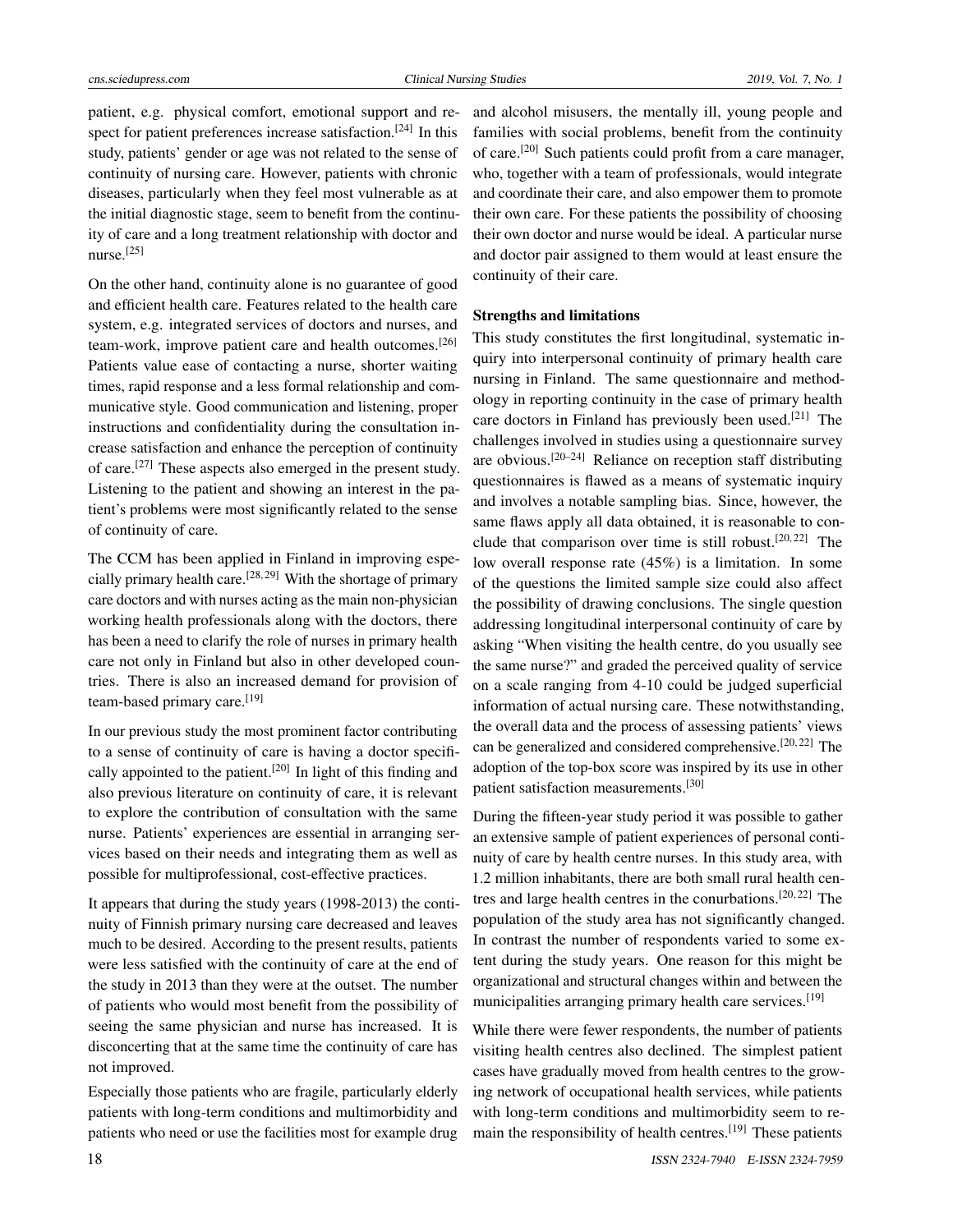patient, e.g. physical comfort, emotional support and respect for patient preferences increase satisfaction.[24] In this study, patients' gender or age was not related to the sense of continuity of nursing care. However, patients with chronic diseases, particularly when they feel most vulnerable as at the initial diagnostic stage, seem to benefit from the continuity of care and a long treatment relationship with doctor and nurse.[25]

On the other hand, continuity alone is no guarantee of good and efficient health care. Features related to the health care system, e.g. integrated services of doctors and nurses, and team-work, improve patient care and health outcomes.[26] Patients value ease of contacting a nurse, shorter waiting times, rapid response and a less formal relationship and communicative style. Good communication and listening, proper instructions and confidentiality during the consultation increase satisfaction and enhance the perception of continuity of care.[27] These aspects also emerged in the present study. Listening to the patient and showing an interest in the patient's problems were most significantly related to the sense of continuity of care.

The CCM has been applied in Finland in improving especially primary health care.[28,29] With the shortage of primary care doctors and with nurses acting as the main non-physician working health professionals along with the doctors, there has been a need to clarify the role of nurses in primary health care not only in Finland but also in other developed countries. There is also an increased demand for provision of team-based primary care.[19]

In our previous study the most prominent factor contributing to a sense of continuity of care is having a doctor specifically appointed to the patient.[20] In light of this finding and also previous literature on continuity of care, it is relevant to explore the contribution of consultation with the same nurse. Patients' experiences are essential in arranging services based on their needs and integrating them as well as possible for multiprofessional, cost-effective practices.

It appears that during the study years (1998-2013) the continuity of Finnish primary nursing care decreased and leaves much to be desired. According to the present results, patients were less satisfied with the continuity of care at the end of the study in 2013 than they were at the outset. The number of patients who would most benefit from the possibility of seeing the same physician and nurse has increased. It is disconcerting that at the same time the continuity of care has not improved.

Especially those patients who are fragile, particularly elderly patients with long-term conditions and multimorbidity and patients who need or use the facilities most for example drug and alcohol misusers, the mentally ill, young people and families with social problems, benefit from the continuity of care.[20] Such patients could profit from a care manager, who, together with a team of professionals, would integrate and coordinate their care, and also empower them to promote their own care. For these patients the possibility of choosing their own doctor and nurse would be ideal. A particular nurse and doctor pair assigned to them would at least ensure the continuity of their care.

### Strengths and limitations

This study constitutes the first longitudinal, systematic inquiry into interpersonal continuity of primary health care nursing in Finland. The same questionnaire and methodology in reporting continuity in the case of primary health care doctors in Finland has previously been used.[21] The challenges involved in studies using a questionnaire survey are obvious.[20–24] Reliance on reception staff distributing questionnaires is flawed as a means of systematic inquiry and involves a notable sampling bias. Since, however, the same flaws apply all data obtained, it is reasonable to conclude that comparison over time is still robust.[20,22] The low overall response rate (45%) is a limitation. In some of the questions the limited sample size could also affect the possibility of drawing conclusions. The single question addressing longitudinal interpersonal continuity of care by asking "When visiting the health centre, do you usually see the same nurse?" and graded the perceived quality of service on a scale ranging from 4-10 could be judged superficial information of actual nursing care. These notwithstanding, the overall data and the process of assessing patients' views can be generalized and considered comprehensive.[20,22] The adoption of the top-box score was inspired by its use in other patient satisfaction measurements.[30]

During the fifteen-year study period it was possible to gather an extensive sample of patient experiences of personal continuity of care by health centre nurses. In this study area, with 1.2 million inhabitants, there are both small rural health centres and large health centres in the conurbations.[20,22] The population of the study area has not significantly changed. In contrast the number of respondents varied to some extent during the study years. One reason for this might be organizational and structural changes within and between the municipalities arranging primary health care services.[19]

While there were fewer respondents, the number of patients visiting health centres also declined. The simplest patient cases have gradually moved from health centres to the growing network of occupational health services, while patients with long-term conditions and multimorbidity seem to remain the responsibility of health centres.[19] These patients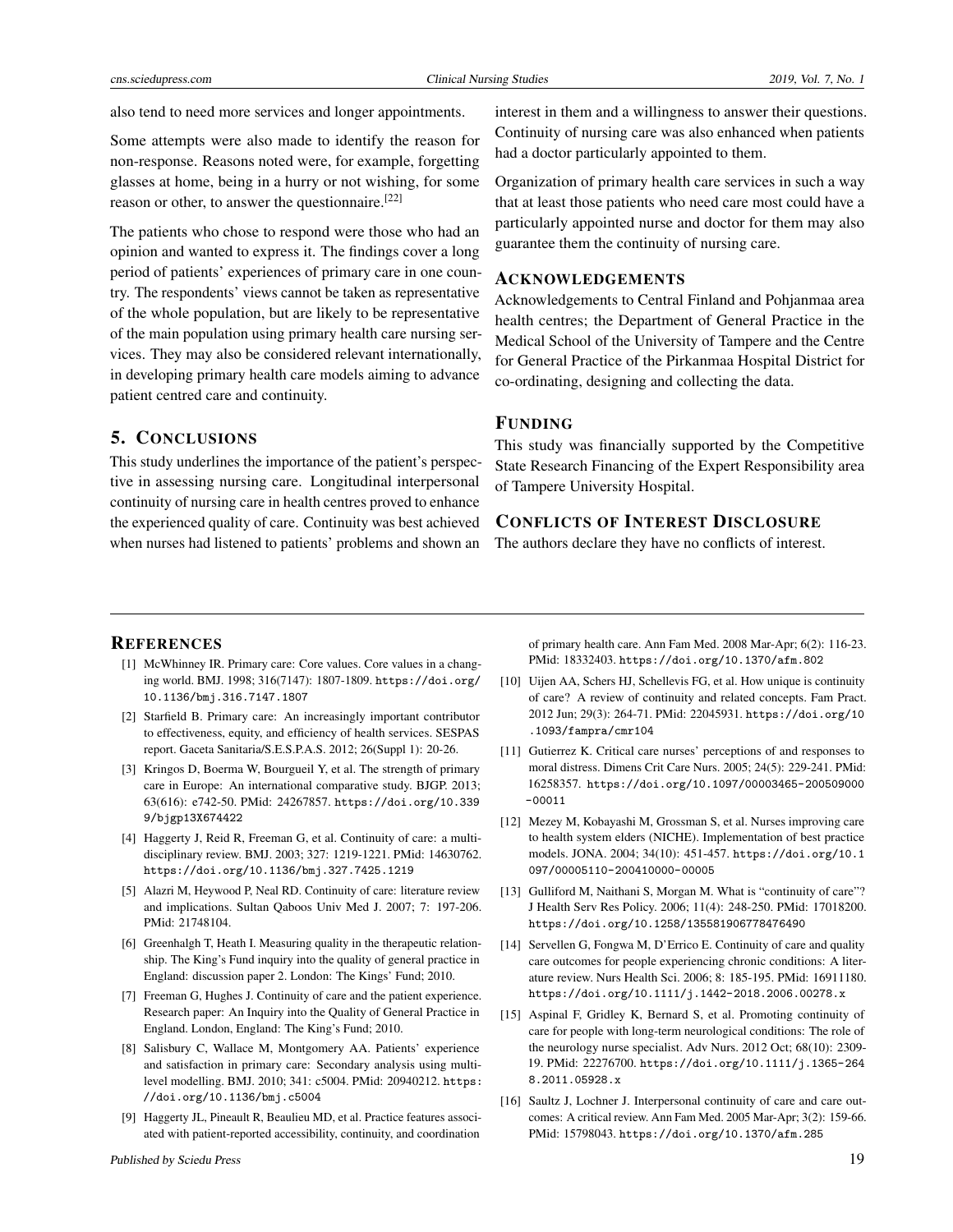also tend to need more services and longer appointments.

Some attempts were also made to identify the reason for non-response. Reasons noted were, for example, forgetting glasses at home, being in a hurry or not wishing, for some reason or other, to answer the questionnaire.[22]

The patients who chose to respond were those who had an opinion and wanted to express it. The findings cover a long period of patients' experiences of primary care in one country. The respondents' views cannot be taken as representative of the whole population, but are likely to be representative of the main population using primary health care nursing services. They may also be considered relevant internationally, in developing primary health care models aiming to advance patient centred care and continuity.

## 5. Conclusions

This study underlines the importance of the patient's perspective in assessing nursing care. Longitudinal interpersonal continuity of nursing care in health centres proved to enhance the experienced quality of care. Continuity was best achieved when nurses had listened to patients' problems and shown an interest in them and a willingness to answer their questions. Continuity of nursing care was also enhanced when patients had a doctor particularly appointed to them.

Organization of primary health care services in such a way that at least those patients who need care most could have a particularly appointed nurse and doctor for them may also guarantee them the continuity of nursing care.

## Acknowledgements

Acknowledgements to Central Finland and Pohjanmaa area health centres; the Department of General Practice in the Medical School of the University of Tampere and the Centre for General Practice of the Pirkanmaa Hospital District for co-ordinating, designing and collecting the data.

## Funding

This study was financially supported by the Competitive State Research Financing of the Expert Responsibility area of Tampere University Hospital.

## Conflicts of Interest Disclosure

The authors declare they have no conflicts of interest.

## References

[1] McWhinney IR. Primary care: Core values. Core values in a changing world. BMJ. 1998; 316(7147): 1807-1809. https://doi.org/10.1136/bmj.316.7147.1807

[2] Starfield B. Primary care: An increasingly important contributor to effectiveness, equity, and efficiency of health services. SESPAS report. Gaceta Sanitaria/S.E.S.P.A.S. 2012; 26(Suppl 1): 20-26.

[3] Kringos D, Boerma W, Bourgueil Y, et al. The strength of primary care in Europe: An international comparative study. BJGP. 2013; 63(616): e742-50. PMid: 24267857. https://doi.org/10.3399/bjgp13X674422

[4] Haggerty J, Reid R, Freeman G, et al. Continuity of care: a multidisciplinary review. BMJ. 2003; 327: 1219-1221. PMid: 14630762. https://doi.org/10.1136/bmj.327.7425.1219

[5] Alazri M, Heywood P, Neal RD. Continuity of care: literature review and implications. Sultan Qaboos Univ Med J. 2007; 7: 197-206. PMid: 21748104.

[6] Greenhalgh T, Heath I. Measuring quality in the therapeutic relationship. The King's Fund inquiry into the quality of general practice in England: discussion paper 2. London: The Kings' Fund; 2010.

[7] Freeman G, Hughes J. Continuity of care and the patient experience. Research paper: An Inquiry into the Quality of General Practice in England. London, England: The King's Fund; 2010.

[8] Salisbury C, Wallace M, Montgomery AA. Patients' experience and satisfaction in primary care: Secondary analysis using multilevel modelling. BMJ. 2010; 341: c5004. PMid: 20940212. https://doi.org/10.1136/bmj.c5004

[9] Haggerty JL, Pineault R, Beaulieu MD, et al. Practice features associated with patient-reported accessibility, continuity, and coordination of primary health care. Ann Fam Med. 2008 Mar-Apr; 6(2): 116-23. PMid: 18332403. https://doi.org/10.1370/afm.802

[10] Uijen AA, Schers HJ, Schellevis FG, et al. How unique is continuity of care? A review of continuity and related concepts. Fam Pract. 2012 Jun; 29(3): 264-71. PMid: 22045931. https://doi.org/10.1093/fampra/cmr104

[11] Gutierrez K. Critical care nurses' perceptions of and responses to moral distress. Dimens Crit Care Nurs. 2005; 24(5): 229-241. PMid: 16258357. https://doi.org/10.1097/00003465-200509000-00011

[12] Mezey M, Kobayashi M, Grossman S, et al. Nurses improving care to health system elders (NICHE). Implementation of best practice models. JONA. 2004; 34(10): 451-457. https://doi.org/10.1097/00005110-200410000-00005

[13] Gulliford M, Naithani S, Morgan M. What is "continuity of care"? J Health Serv Res Policy. 2006; 11(4): 248-250. PMid: 17018200. https://doi.org/10.1258/135581906778476490

[14] Servellen G, Fongwa M, D'Errico E. Continuity of care and quality care outcomes for people experiencing chronic conditions: A literature review. Nurs Health Sci. 2006; 8: 185-195. PMid: 16911180. https://doi.org/10.1111/j.1442-2018.2006.00278.x

[15] Aspinal F, Gridley K, Bernard S, et al. Promoting continuity of care for people with long-term neurological conditions: The role of the neurology nurse specialist. Adv Nurs. 2012 Oct; 68(10): 2309-19. PMid: 22276700. https://doi.org/10.1111/j.1365-2648.2011.05928.x

[16] Saultz J, Lochner J. Interpersonal continuity of care and care outcomes: A critical review. Ann Fam Med. 2005 Mar-Apr; 3(2): 159-66. PMid: 15798043. https://doi.org/10.1370/afm.285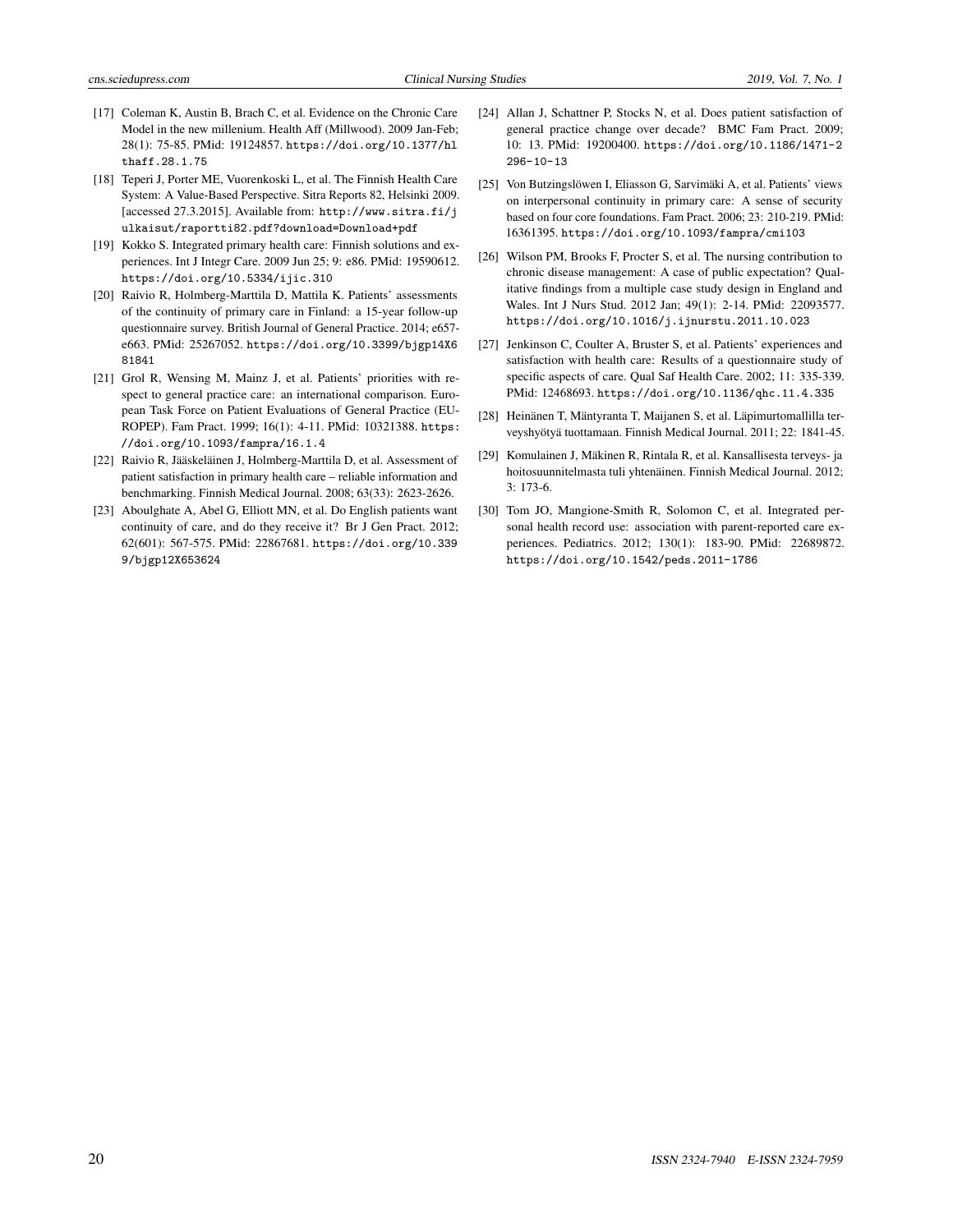[17] Coleman K, Austin B, Brach C, et al. Evidence on the Chronic Care Model in the new millenium. Health Aff (Millwood). 2009 Jan-Feb; 28(1): 75-85. PMid: 19124857. https://doi.org/10.1377/hlthaff.28.1.75

[18] Teperi J, Porter ME, Vuorenkoski L, et al. The Finnish Health Care System: A Value-Based Perspective. Sitra Reports 82, Helsinki 2009. [accessed 27.3.2015]. Available from: http://www.sitra.fi/julkaisut/raportti82.pdf?download=Download+pdf

[19] Kokko S. Integrated primary health care: Finnish solutions and experiences. Int J Integr Care. 2009 Jun 25; 9: e86. PMid: 19590612. https://doi.org/10.5334/ijic.310

[20] Raivio R, Holmberg-Marttila D, Mattila K. Patients' assessments of the continuity of primary care in Finland: a 15-year follow-up questionnaire survey. British Journal of General Practice. 2014; e657-e663. PMid: 25267052. https://doi.org/10.3399/bjgp14X681841

[21] Grol R, Wensing M, Mainz J, et al. Patients' priorities with respect to general practice care: an international comparison. European Task Force on Patient Evaluations of General Practice (EUROPEP). Fam Pract. 1999; 16(1): 4-11. PMid: 10321388. https://doi.org/10.1093/fampra/16.1.4

[22] Raivio R, Jääskeläinen J, Holmberg-Marttila D, et al. Assessment of patient satisfaction in primary health care – reliable information and benchmarking. Finnish Medical Journal. 2008; 63(33): 2623-2626.

[23] Aboulghate A, Abel G, Elliott MN, et al. Do English patients want continuity of care, and do they receive it? Br J Gen Pract. 2012; 62(601): 567-575. PMid: 22867681. https://doi.org/10.3399/bjgp12X653624

[24] Allan J, Schattner P, Stocks N, et al. Does patient satisfaction of general practice change over decade? BMC Fam Pract. 2009; 10: 13. PMid: 19200400. https://doi.org/10.1186/1471-2296-10-13

[25] Von Butzingslöwen I, Eliasson G, Sarvimäki A, et al. Patients' views on interpersonal continuity in primary care: A sense of security based on four core foundations. Fam Pract. 2006; 23: 210-219. PMid: 16361395. https://doi.org/10.1093/fampra/cmi103

[26] Wilson PM, Brooks F, Procter S, et al. The nursing contribution to chronic disease management: A case of public expectation? Qualitative findings from a multiple case study design in England and Wales. Int J Nurs Stud. 2012 Jan; 49(1): 2-14. PMid: 22093577. https://doi.org/10.1016/j.ijnurstu.2011.10.023

[27] Jenkinson C, Coulter A, Bruster S, et al. Patients' experiences and satisfaction with health care: Results of a questionnaire study of specific aspects of care. Qual Saf Health Care. 2002; 11: 335-339. PMid: 12468693. https://doi.org/10.1136/qhc.11.4.335

[28] Heinänen T, Mäntyranta T, Maijanen S, et al. Läpimurtomallilla terveyshyötyä tuottamaan. Finnish Medical Journal. 2011; 22: 1841-45.

[29] Komulainen J, Mäkinen R, Rintala R, et al. Kansallisesta terveys- ja hoitosuunnitelmasta tuli yhtenäinen. Finnish Medical Journal. 2012; 3: 173-6.

[30] Tom JO, Mangione-Smith R, Solomon C, et al. Integrated personal health record use: association with parent-reported care experiences. Pediatrics. 2012; 130(1): 183-90. PMid: 22689872. https://doi.org/10.1542/peds.2011-1786